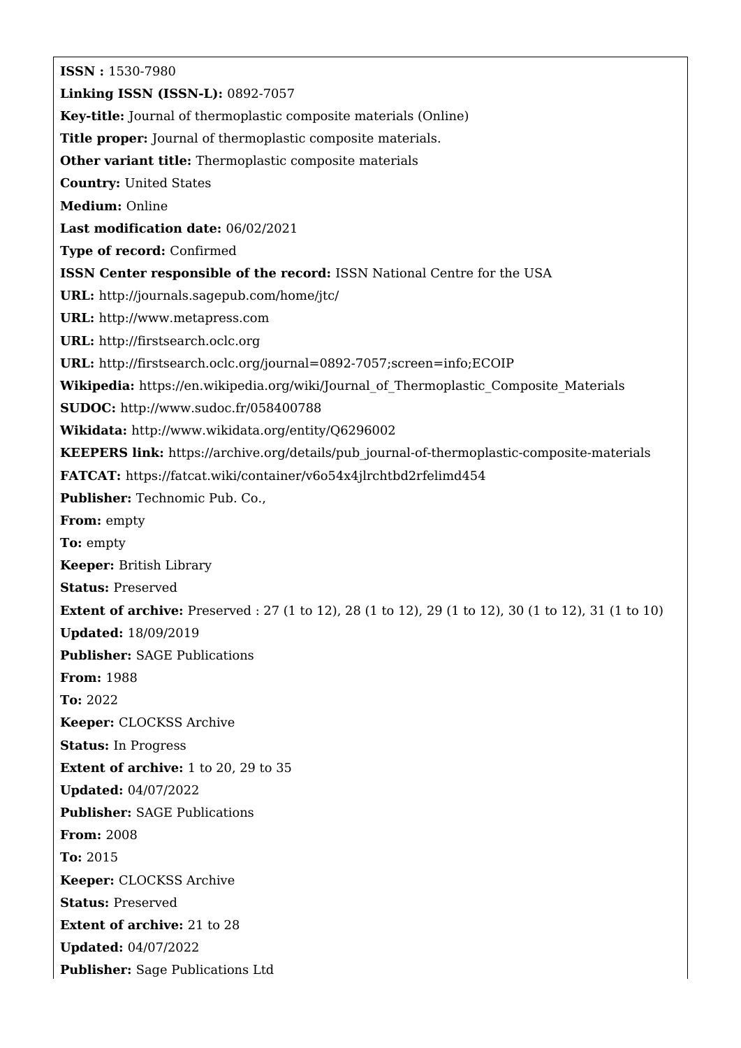**ISSN :** 1530-7980

**Linking ISSN (ISSN-L):** 0892-7057

**Key-title:** Journal of thermoplastic composite materials (Online)

**Title proper:** Journal of thermoplastic composite materials.

**Other variant title:** Thermoplastic composite materials

**Country:** United States

**Medium:** Online

**Last modification date:** 06/02/2021

**Type of record:** Confirmed

**ISSN Center responsible of the record:** ISSN National Centre for the USA

**URL:** http://journals.sagepub.com/home/jtc/

**URL:** http://www.metapress.com

**URL:** http://firstsearch.oclc.org

**URL:** http://firstsearch.oclc.org/journal=0892-7057;screen=info;ECOIP

**Wikipedia:** https://en.wikipedia.org/wiki/Journal_of_Thermoplastic_Composite_Materials

**SUDOC:** http://www.sudoc.fr/058400788

**Wikidata:** http://www.wikidata.org/entity/Q6296002

**KEEPERS link:** https://archive.org/details/pub_journal-of-thermoplastic-composite-materials

**FATCAT:** https://fatcat.wiki/container/v6o54x4jlrchtbd2rfelimd454

**Publisher:** Technomic Pub. Co.,

**From:** empty

**To:** empty

**Keeper:** British Library

**Status:** Preserved

**Extent of archive:** Preserved : 27 (1 to 12), 28 (1 to 12), 29 (1 to 12), 30 (1 to 12), 31 (1 to 10)

**Updated:** 18/09/2019

**Publisher:** SAGE Publications

**From:** 1988

**To:** 2022

**Keeper:** CLOCKSS Archive

**Status:** In Progress

**Extent of archive:** 1 to 20, 29 to 35

**Updated:** 04/07/2022

**Publisher:** SAGE Publications

**From:** 2008

**To:** 2015

**Keeper:** CLOCKSS Archive

**Status:** Preserved

**Extent of archive:** 21 to 28

**Updated:** 04/07/2022

**Publisher:** Sage Publications Ltd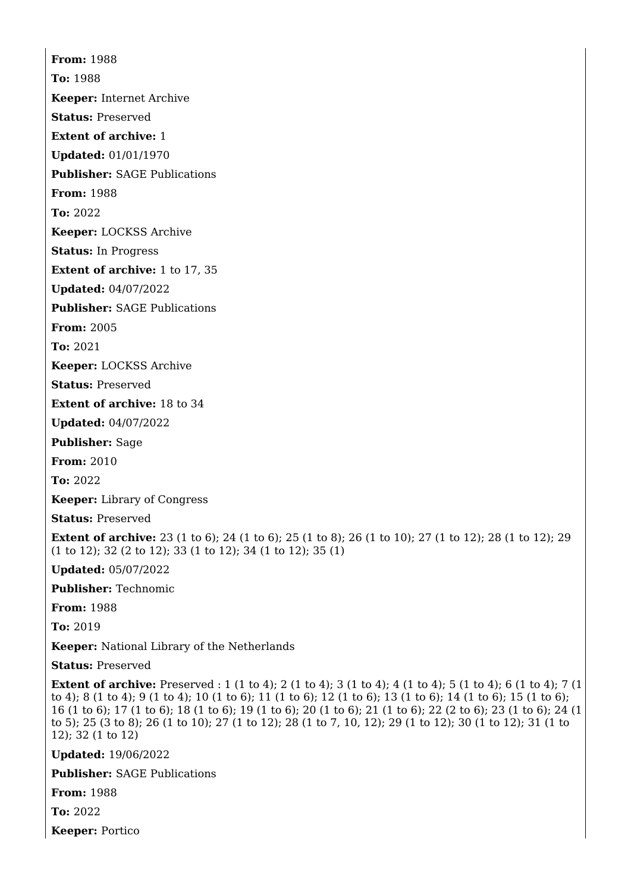**From:** 1988

**To:** 1988

**Keeper:** Internet Archive

**Status:** Preserved

**Extent of archive:** 1

**Updated:** 01/01/1970

**Publisher:** SAGE Publications

**From:** 1988

**To:** 2022

**Keeper:** LOCKSS Archive

**Status:** In Progress

**Extent of archive:** 1 to 17, 35

**Updated:** 04/07/2022

**Publisher:** SAGE Publications

**From:** 2005

**To:** 2021

**Keeper:** LOCKSS Archive

**Status:** Preserved

**Extent of archive:** 18 to 34

**Updated:** 04/07/2022

**Publisher:** Sage

**From:** 2010

**To:** 2022

**Keeper:** Library of Congress

**Status:** Preserved

**Extent of archive:** 23 (1 to 6); 24 (1 to 6); 25 (1 to 8); 26 (1 to 10); 27 (1 to 12); 28 (1 to 12); 29 (1 to 12); 32 (2 to 12); 33 (1 to 12); 34 (1 to 12); 35 (1)

**Updated:** 05/07/2022

**Publisher:** Technomic

**From:** 1988

**To:** 2019

**Keeper:** National Library of the Netherlands

**Status:** Preserved

**Extent of archive:** Preserved : 1 (1 to 4); 2 (1 to 4); 3 (1 to 4); 4 (1 to 4); 5 (1 to 4); 6 (1 to 4); 7 (1 to 4); 8 (1 to 4); 9 (1 to 4); 10 (1 to 6); 11 (1 to 6); 12 (1 to 6); 13 (1 to 6); 14 (1 to 6); 15 (1 to 6); 16 (1 to 6); 17 (1 to 6); 18 (1 to 6); 19 (1 to 6); 20 (1 to 6); 21 (1 to 6); 22 (2 to 6); 23 (1 to 6); 24 (1 to 5); 25 (3 to 8); 26 (1 to 10); 27 (1 to 12); 28 (1 to 7, 10, 12); 29 (1 to 12); 30 (1 to 12); 31 (1 to 12); 32 (1 to 12)

**Updated:** 19/06/2022

**Publisher:** SAGE Publications

**From:** 1988

**To:** 2022

**Keeper:** Portico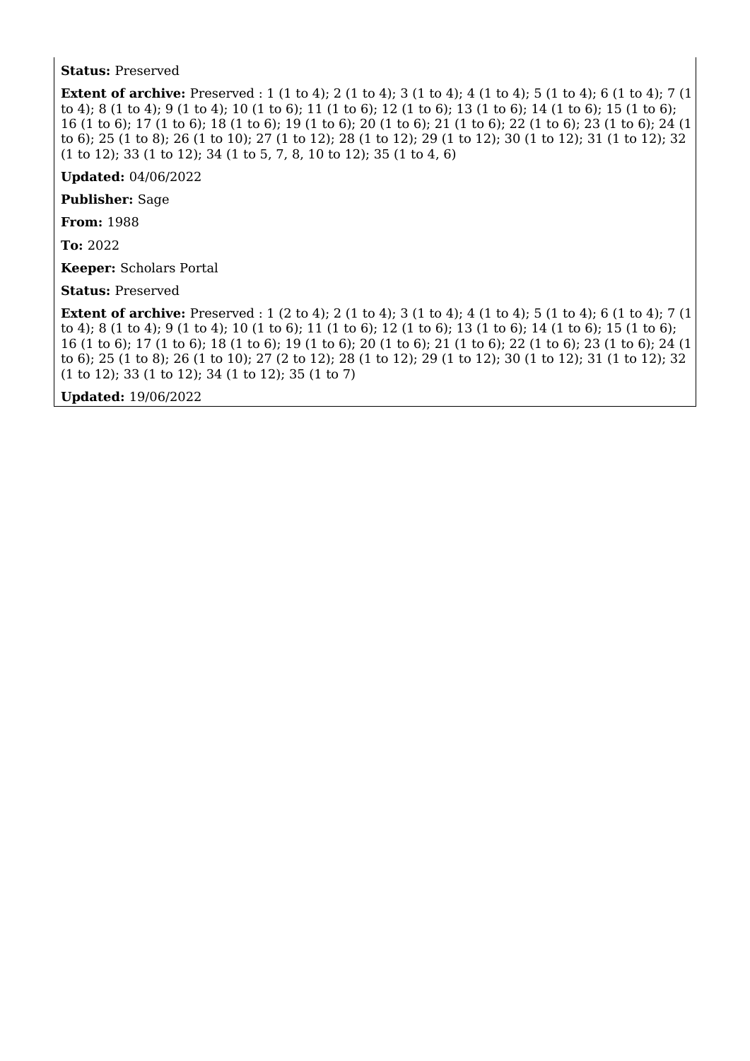**Status:** Preserved

**Extent of archive:** Preserved : 1 (1 to 4); 2 (1 to 4); 3 (1 to 4); 4 (1 to 4); 5 (1 to 4); 6 (1 to 4); 7 (1 to 4); 8 (1 to 4); 9 (1 to 4); 10 (1 to 6); 11 (1 to 6); 12 (1 to 6); 13 (1 to 6); 14 (1 to 6); 15 (1 to 6); 16 (1 to 6); 17 (1 to 6); 18 (1 to 6); 19 (1 to 6); 20 (1 to 6); 21 (1 to 6); 22 (1 to 6); 23 (1 to 6); 24 (1 to 6); 25 (1 to 8); 26 (1 to 10); 27 (1 to 12); 28 (1 to 12); 29 (1 to 12); 30 (1 to 12); 31 (1 to 12); 32 (1 to 12); 33 (1 to 12); 34 (1 to 5, 7, 8, 10 to 12); 35 (1 to 4, 6)

**Updated:** 04/06/2022

**Publisher:** Sage

**From:** 1988

**To:** 2022

**Keeper:** Scholars Portal

**Status:** Preserved

**Extent of archive:** Preserved : 1 (2 to 4); 2 (1 to 4); 3 (1 to 4); 4 (1 to 4); 5 (1 to 4); 6 (1 to 4); 7 (1 to 4); 8 (1 to 4); 9 (1 to 4); 10 (1 to 6); 11 (1 to 6); 12 (1 to 6); 13 (1 to 6); 14 (1 to 6); 15 (1 to 6); 16 (1 to 6); 17 (1 to 6); 18 (1 to 6); 19 (1 to 6); 20 (1 to 6); 21 (1 to 6); 22 (1 to 6); 23 (1 to 6); 24 (1 to 6); 25 (1 to 8); 26 (1 to 10); 27 (2 to 12); 28 (1 to 12); 29 (1 to 12); 30 (1 to 12); 31 (1 to 12); 32 (1 to 12); 33 (1 to 12); 34 (1 to 12); 35 (1 to 7)

**Updated:** 19/06/2022